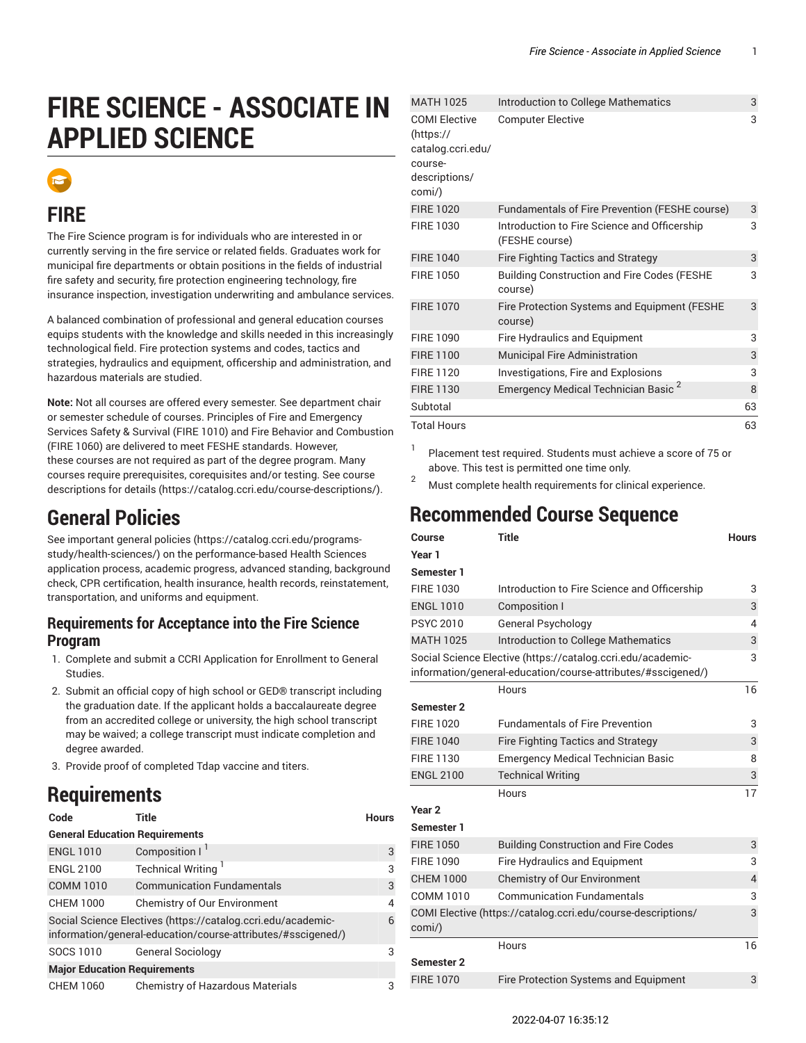# FIRE SCIENCE - ASSOCIATE IN APPLIED SCIENCE

## FIRE

The Fire Science program is for individuals who are interested in or currently serving in the fire service or related fields. Graduates work for municipal fire departments or obtain positions in the fields of industrial fire safety and security, fire protection engineering technology, fire insurance inspection, investigation underwriting and ambulance services.

A balanced combination of professional and general education courses equips students with the knowledge and skills needed in this increasingly technological field. Fire protection systems and codes, tactics and strategies, hydraulics and equipment, officership and administration, and hazardous materials are studied.

**Note:** Not all courses are offered every semester. See department chair or semester schedule of courses. Principles of Fire and Emergency Services Safety & Survival (FIRE 1010) and Fire Behavior and Combustion (FIRE 1060) are delivered to meet FESHE standards. However, these courses are not required as part of the degree program. Many courses require prerequisites, corequisites and/or testing. See course descriptions for details (https://catalog.ccri.edu/course-descriptions/).

## General Policies

See important general policies (https://catalog.ccri.edu/programs-study/health-sciences/) on the performance-based Health Sciences application process, academic progress, advanced standing, background check, CPR certification, health insurance, health records, reinstatement, transportation, and uniforms and equipment.

### Requirements for Acceptance into the Fire Science Program

1. Complete and submit a CCRI Application for Enrollment to General Studies.
2. Submit an official copy of high school or GED® transcript including the graduation date. If the applicant holds a baccalaureate degree from an accredited college or university, the high school transcript may be waived; a college transcript must indicate completion and degree awarded.
3. Provide proof of completed Tdap vaccine and titers.

## Requirements

| Code | Title | Hours |
|---|---|---|
| **General Education Requirements** | | |
| ENGL 1010 | Composition I [1] | 3 |
| ENGL 2100 | Technical Writing [1] | 3 |
| COMM 1010 | Communication Fundamentals | 3 |
| CHEM 1000 | Chemistry of Our Environment | 4 |
| Social Science Electives (https://catalog.ccri.edu/academic-information/general-education/course-attributes/#sscigened/) | | 6 |
| SOCS 1010 | General Sociology | 3 |
| **Major Education Requirements** | | |
| CHEM 1060 | Chemistry of Hazardous Materials | 3 |
| MATH 1025 | Introduction to College Mathematics | 3 |
| COMI Elective (https://catalog.ccri.edu/course-descriptions/comi/) | Computer Elective | 3 |
| FIRE 1020 | Fundamentals of Fire Prevention (FESHE course) | 3 |
| FIRE 1030 | Introduction to Fire Science and Officership (FESHE course) | 3 |
| FIRE 1040 | Fire Fighting Tactics and Strategy | 3 |
| FIRE 1050 | Building Construction and Fire Codes (FESHE course) | 3 |
| FIRE 1070 | Fire Protection Systems and Equipment (FESHE course) | 3 |
| FIRE 1090 | Fire Hydraulics and Equipment | 3 |
| FIRE 1100 | Municipal Fire Administration | 3 |
| FIRE 1120 | Investigations, Fire and Explosions | 3 |
| FIRE 1130 | Emergency Medical Technician Basic [2] | 8 |
| Subtotal | | 63 |
| Total Hours | | 63 |

1. Placement test required. Students must achieve a score of 75 or above. This test is permitted one time only.
2. Must complete health requirements for clinical experience.

## Recommended Course Sequence

| Course | Title | Hours |
|---|---|---|
| **Year 1** | | |
| **Semester 1** | | |
| FIRE 1030 | Introduction to Fire Science and Officership | 3 |
| ENGL 1010 | Composition I | 3 |
| PSYC 2010 | General Psychology | 4 |
| MATH 1025 | Introduction to College Mathematics | 3 |
| Social Science Elective (https://catalog.ccri.edu/academic-information/general-education/course-attributes/#sscigened/) | | 3 |
| | Hours | 16 |
| **Semester 2** | | |
| FIRE 1020 | Fundamentals of Fire Prevention | 3 |
| FIRE 1040 | Fire Fighting Tactics and Strategy | 3 |
| FIRE 1130 | Emergency Medical Technician Basic | 8 |
| ENGL 2100 | Technical Writing | 3 |
| | Hours | 17 |
| **Year 2** | | |
| **Semester 1** | | |
| FIRE 1050 | Building Construction and Fire Codes | 3 |
| FIRE 1090 | Fire Hydraulics and Equipment | 3 |
| CHEM 1000 | Chemistry of Our Environment | 4 |
| COMM 1010 | Communication Fundamentals | 3 |
| COMI Elective (https://catalog.ccri.edu/course-descriptions/comi/) | | 3 |
| | Hours | 16 |
| **Semester 2** | | |
| FIRE 1070 | Fire Protection Systems and Equipment | 3 |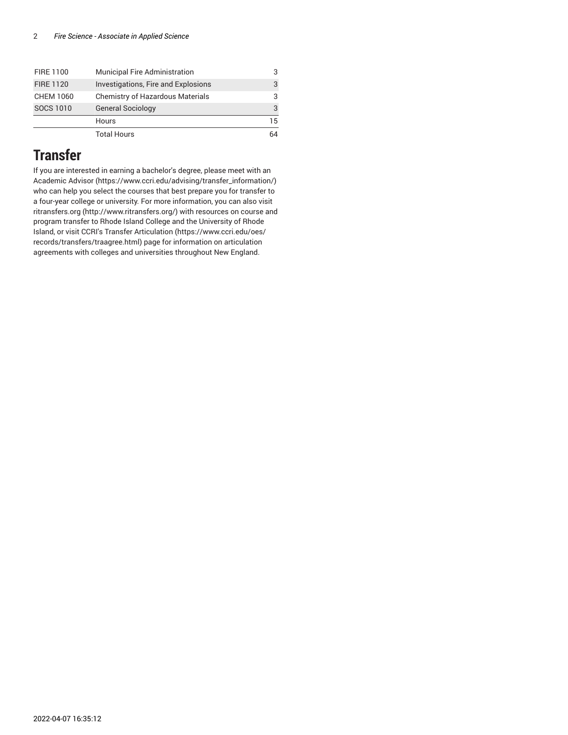| | | |
|---|---|---|
| FIRE 1100 | Municipal Fire Administration | 3 |
| FIRE 1120 | Investigations, Fire and Explosions | 3 |
| CHEM 1060 | Chemistry of Hazardous Materials | 3 |
| SOCS 1010 | General Sociology | 3 |
| | Hours | 15 |
| | Total Hours | 64 |

# Transfer

If you are interested in earning a bachelor's degree, please meet with an Academic Advisor (https://www.ccri.edu/advising/transfer_information/) who can help you select the courses that best prepare you for transfer to a four-year college or university. For more information, you can also visit ritransfers.org (http://www.ritransfers.org/) with resources on course and program transfer to Rhode Island College and the University of Rhode Island, or visit CCRI's Transfer Articulation (https://www.ccri.edu/oes/records/transfers/traagree.html) page for information on articulation agreements with colleges and universities throughout New England.